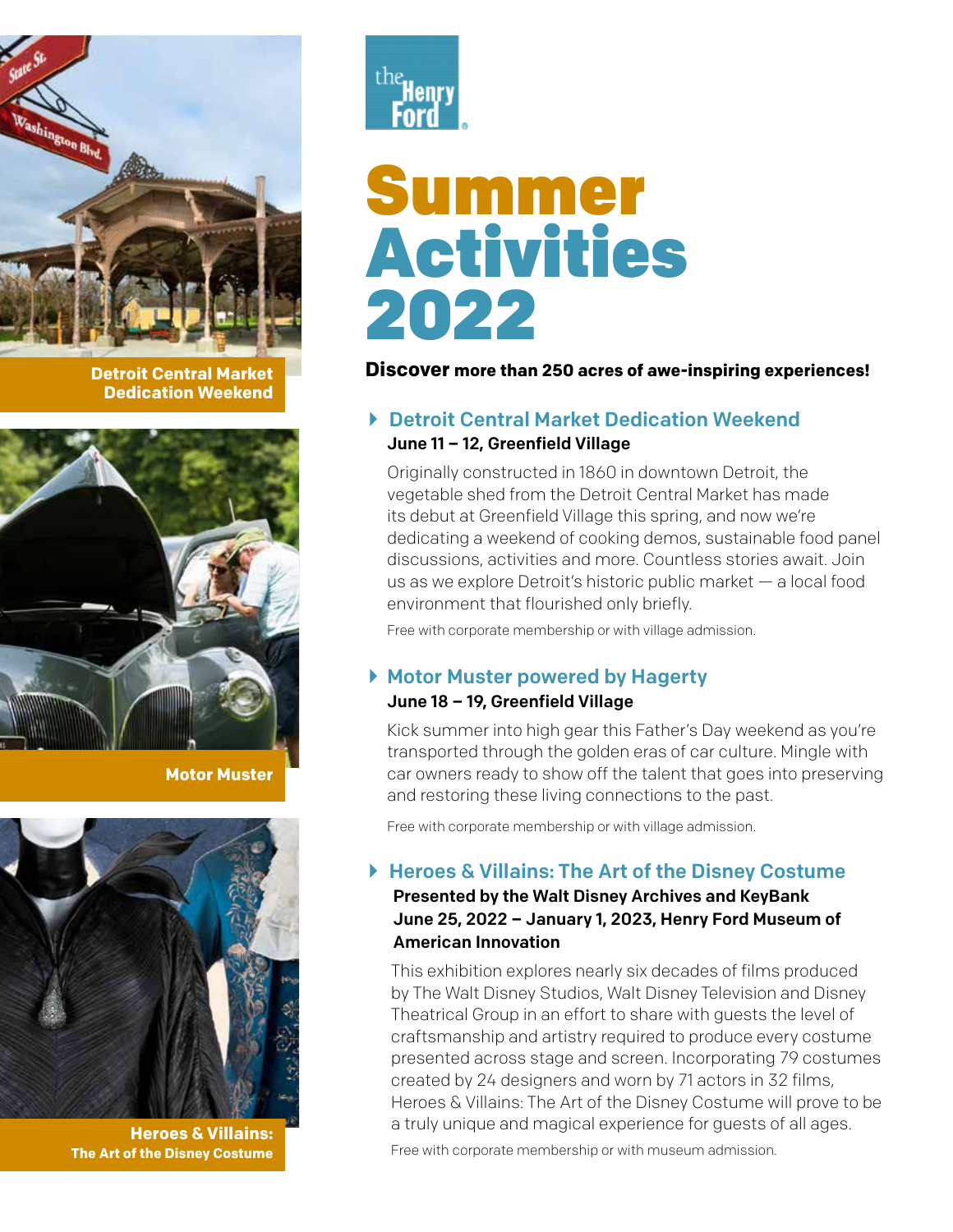the Henry Ford

# Summer Activities 2022

**Discover more than 250 acres of awe-inspiring experiences!**

Detroit Central Market Dedication Weekend

Motor Muster

Heroes & Villains: The Art of the Disney Costume

## Detroit Central Market Dedication Weekend

**June 11 – 12, Greenfield Village**

Originally constructed in 1860 in downtown Detroit, the vegetable shed from the Detroit Central Market has made its debut at Greenfield Village this spring, and now we're dedicating a weekend of cooking demos, sustainable food panel discussions, activities and more. Countless stories await. Join us as we explore Detroit's historic public market — a local food environment that flourished only briefly.

Free with corporate membership or with village admission.

## Motor Muster powered by Hagerty

**June 18 – 19, Greenfield Village**

Kick summer into high gear this Father's Day weekend as you're transported through the golden eras of car culture. Mingle with car owners ready to show off the talent that goes into preserving and restoring these living connections to the past.

Free with corporate membership or with village admission.

## Heroes & Villains: The Art of the Disney Costume

**Presented by the Walt Disney Archives and KeyBank**
**June 25, 2022 – January 1, 2023, Henry Ford Museum of American Innovation**

This exhibition explores nearly six decades of films produced by The Walt Disney Studios, Walt Disney Television and Disney Theatrical Group in an effort to share with guests the level of craftsmanship and artistry required to produce every costume presented across stage and screen. Incorporating 79 costumes created by 24 designers and worn by 71 actors in 32 films, Heroes & Villains: The Art of the Disney Costume will prove to be a truly unique and magical experience for guests of all ages.

Free with corporate membership or with museum admission.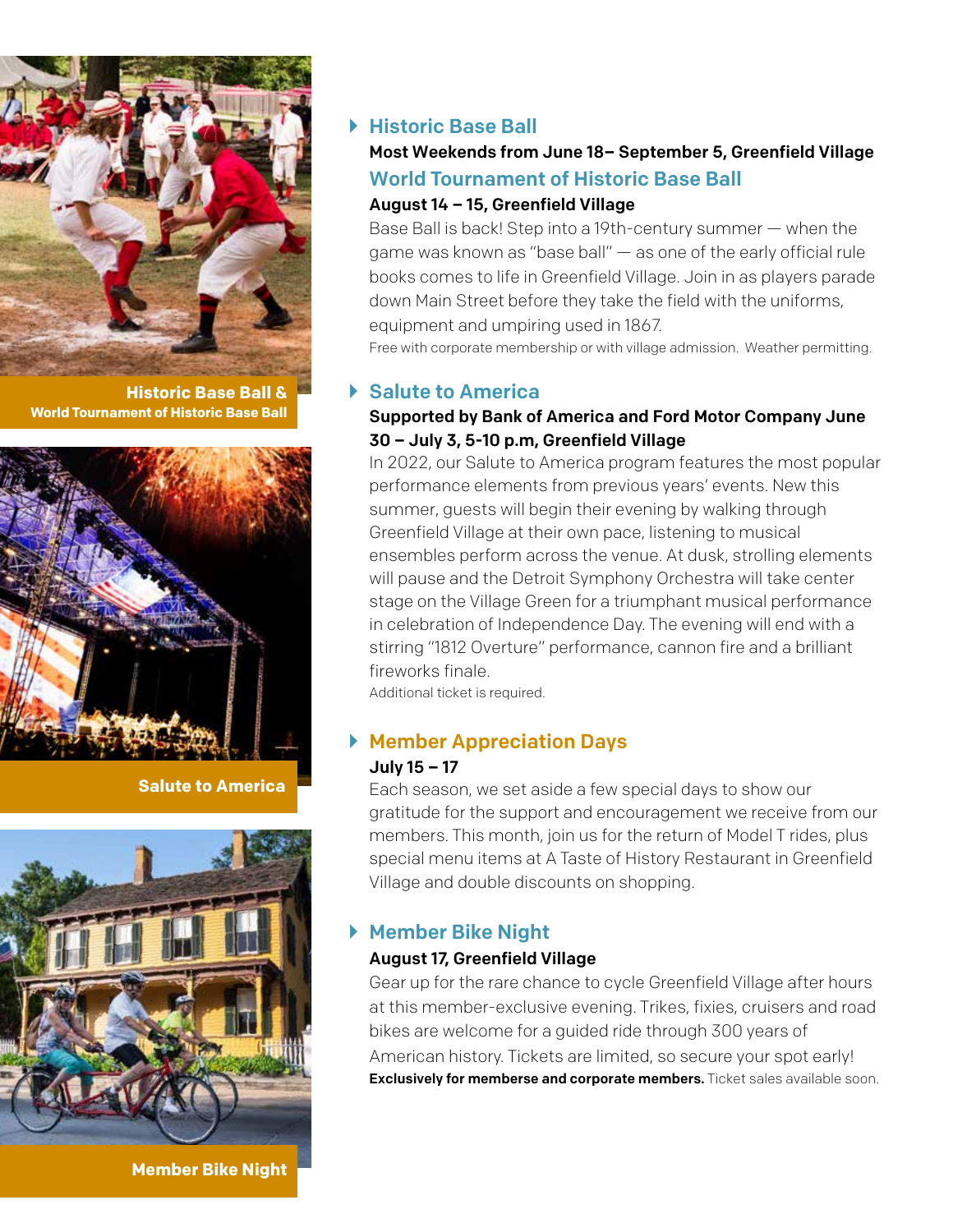Historic Base Ball & World Tournament of Historic Base Ball

Salute to America

Member Bike Night

## Historic Base Ball

**Most Weekends from June 18– September 5, Greenfield Village**

## World Tournament of Historic Base Ball

**August 14 – 15, Greenfield Village**

Base Ball is back! Step into a 19th-century summer — when the game was known as "base ball" — as one of the early official rule books comes to life in Greenfield Village. Join in as players parade down Main Street before they take the field with the uniforms, equipment and umpiring used in 1867.

Free with corporate membership or with village admission. Weather permitting.

## Salute to America

**Supported by Bank of America and Ford Motor Company June 30 – July 3, 5-10 p.m, Greenfield Village**

In 2022, our Salute to America program features the most popular performance elements from previous years' events. New this summer, guests will begin their evening by walking through Greenfield Village at their own pace, listening to musical ensembles perform across the venue. At dusk, strolling elements will pause and the Detroit Symphony Orchestra will take center stage on the Village Green for a triumphant musical performance in celebration of Independence Day. The evening will end with a stirring "1812 Overture" performance, cannon fire and a brilliant fireworks finale.

Additional ticket is required.

## Member Appreciation Days

**July 15 – 17**

Each season, we set aside a few special days to show our gratitude for the support and encouragement we receive from our members. This month, join us for the return of Model T rides, plus special menu items at A Taste of History Restaurant in Greenfield Village and double discounts on shopping.

## Member Bike Night

**August 17, Greenfield Village**

Gear up for the rare chance to cycle Greenfield Village after hours at this member-exclusive evening. Trikes, fixies, cruisers and road bikes are welcome for a guided ride through 300 years of American history. Tickets are limited, so secure your spot early!

**Exclusively for memberse and corporate members.** Ticket sales available soon.